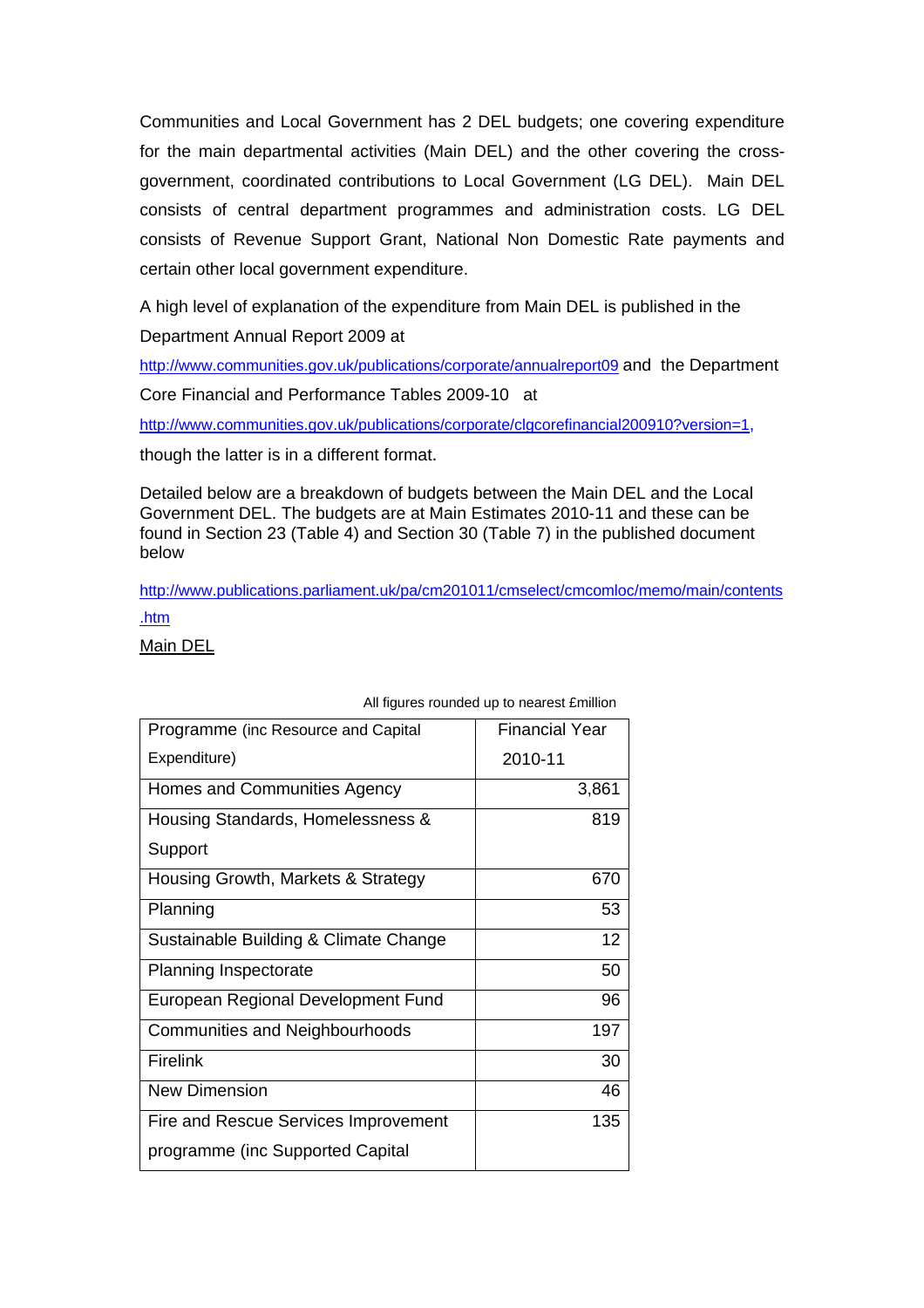Communities and Local Government has 2 DEL budgets; one covering expenditure for the main departmental activities (Main DEL) and the other covering the cross-government, coordinated contributions to Local Government (LG DEL). Main DEL consists of central department programmes and administration costs. LG DEL consists of Revenue Support Grant, National Non Domestic Rate payments and certain other local government expenditure.

A high level of explanation of the expenditure from Main DEL is published in the Department Annual Report 2009 at http://www.communities.gov.uk/publications/corporate/annualreport09 and the Department Core Financial and Performance Tables 2009-10 at http://www.communities.gov.uk/publications/corporate/clgcorefinancial200910?version=1, though the latter is in a different format.

Detailed below are a breakdown of budgets between the Main DEL and the Local Government DEL. The budgets are at Main Estimates 2010-11 and these can be found in Section 23 (Table 4) and Section 30 (Table 7) in the published document below

http://www.publications.parliament.uk/pa/cm201011/cmselect/cmcomloc/memo/main/contents.htm

Main DEL

All figures rounded up to nearest £million

| Programme (inc Resource and Capital Expenditure) | Financial Year 2010-11 |
|---|---|
| Homes and Communities Agency | 3,861 |
| Housing Standards, Homelessness & Support | 819 |
| Housing Growth, Markets & Strategy | 670 |
| Planning | 53 |
| Sustainable Building & Climate Change | 12 |
| Planning Inspectorate | 50 |
| European Regional Development Fund | 96 |
| Communities and Neighbourhoods | 197 |
| Firelink | 30 |
| New Dimension | 46 |
| Fire and Rescue Services Improvement programme (inc Supported Capital | 135 |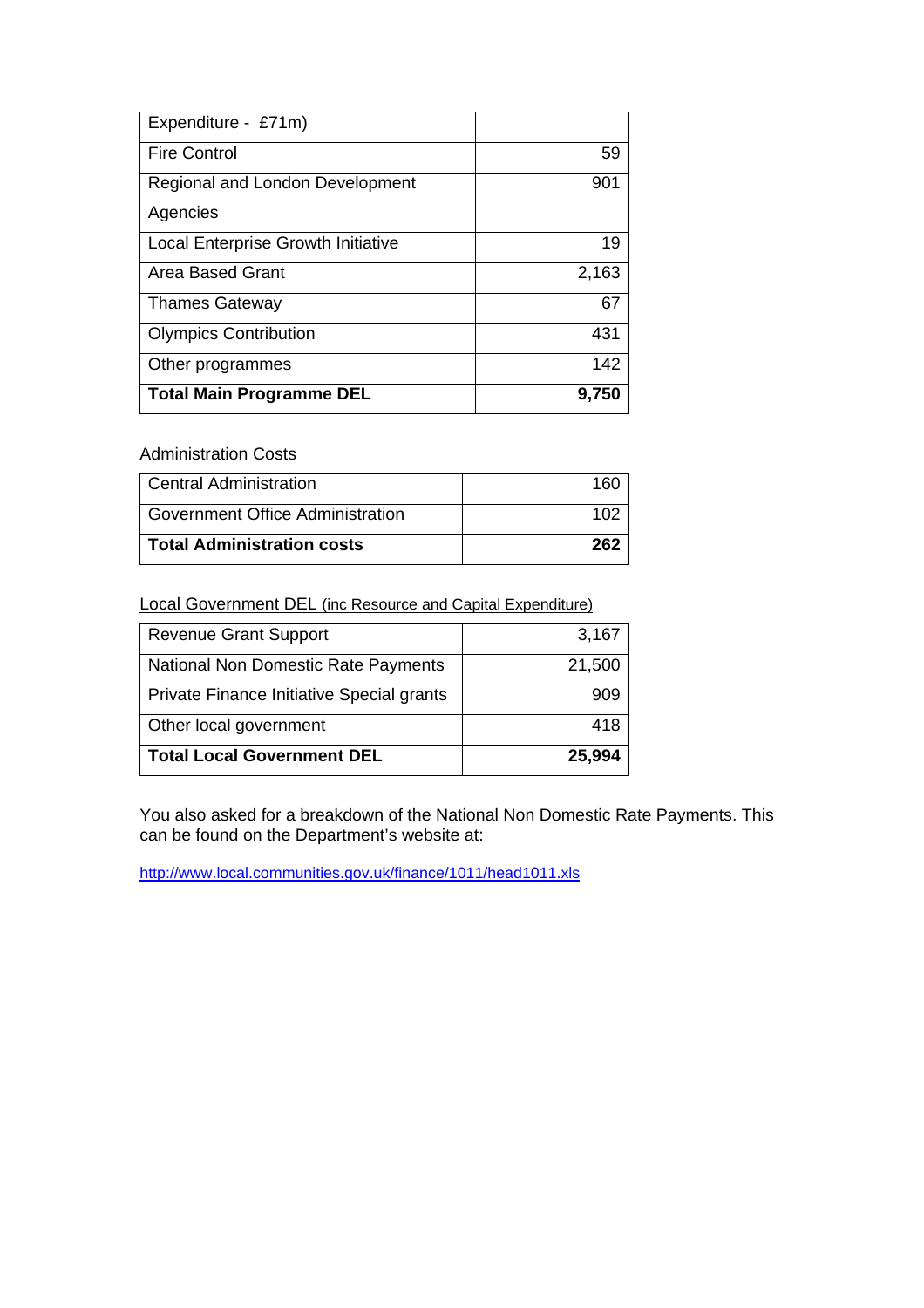| | |
|---|---|
| Expenditure - £71m) | |
| Fire Control | 59 |
| Regional and London Development Agencies | 901 |
| Local Enterprise Growth Initiative | 19 |
| Area Based Grant | 2,163 |
| Thames Gateway | 67 |
| Olympics Contribution | 431 |
| Other programmes | 142 |
| **Total Main Programme DEL** | **9,750** |

Administration Costs

| | |
|---|---|
| Central Administration | 160 |
| Government Office Administration | 102 |
| **Total Administration costs** | **262** |

Local Government DEL (inc Resource and Capital Expenditure)

| | |
|---|---|
| Revenue Grant Support | 3,167 |
| National Non Domestic Rate Payments | 21,500 |
| Private Finance Initiative Special grants | 909 |
| Other local government | 418 |
| **Total Local Government DEL** | **25,994** |

You also asked for a breakdown of the National Non Domestic Rate Payments. This can be found on the Department's website at:

http://www.local.communities.gov.uk/finance/1011/head1011.xls